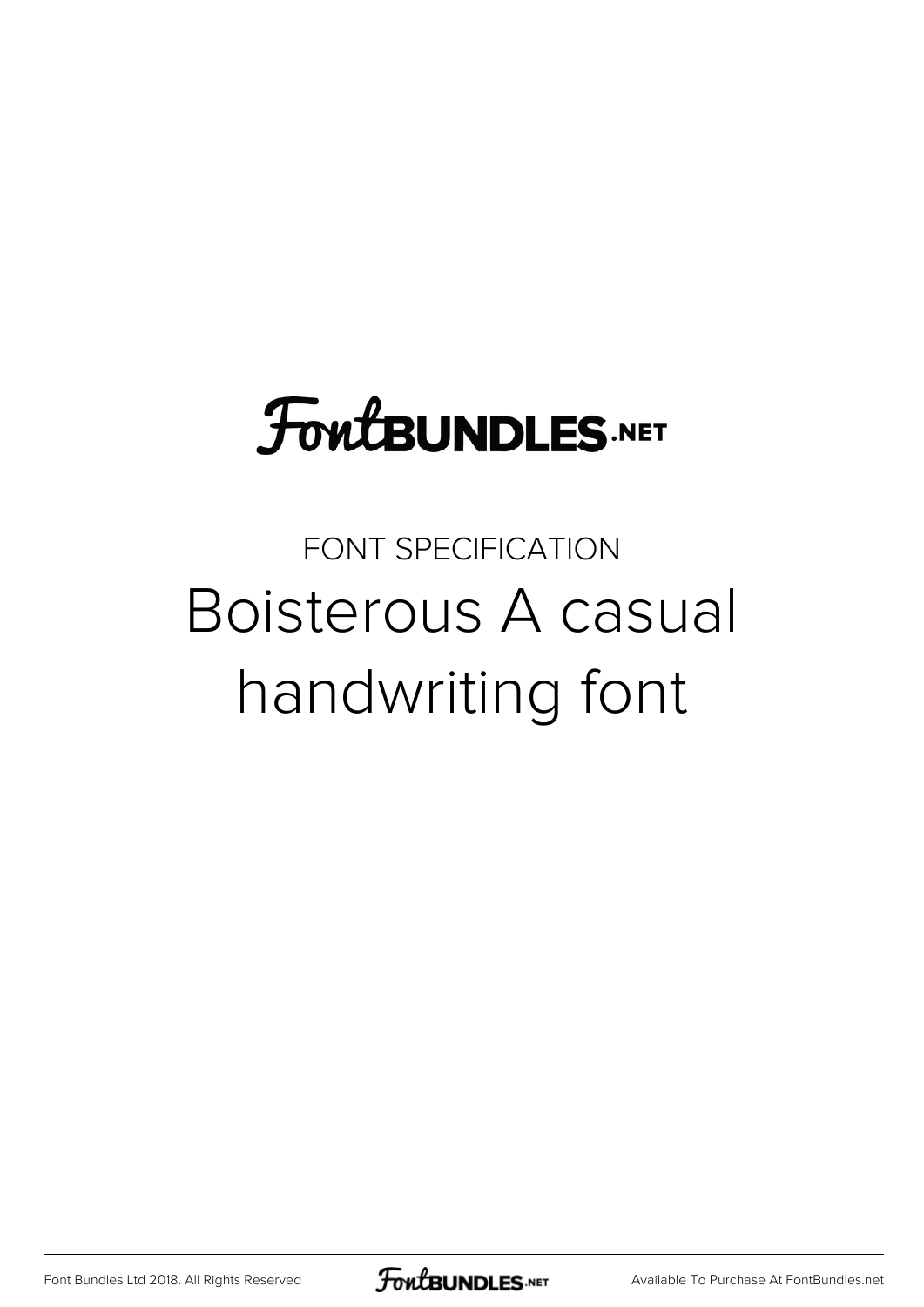FontBUNDLES.NET

FONT SPECIFICATION

# Boisterous A casual handwriting font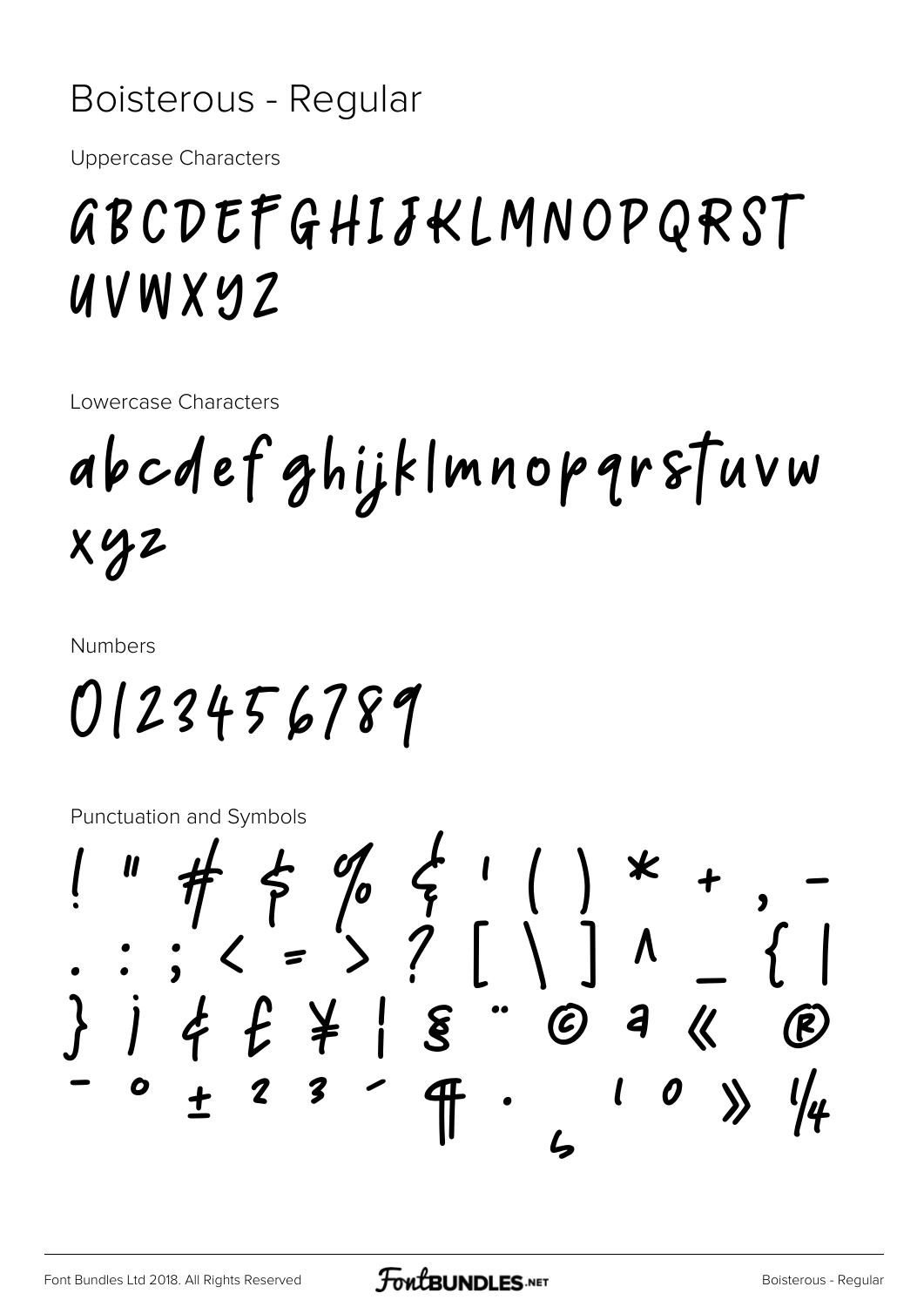# Boisterous - Regular

Uppercase Characters

ABCDEFGHIJKLMNOPQRST
UVWXYZ

Lowercase Characters

abcdefghijklmnopqrstuvw
xyz

Numbers

0123456789

Punctuation and Symbols

! " # $ % & ' ( ) * + , -
. : ; < = > ? [ \ ] ^ _ { |
} ¡ ¢ £ ¥ ¦ § ¨ © ª « ®
¯ ° ± ² ³ ´ ¶ · ¸ ¹ º » ¼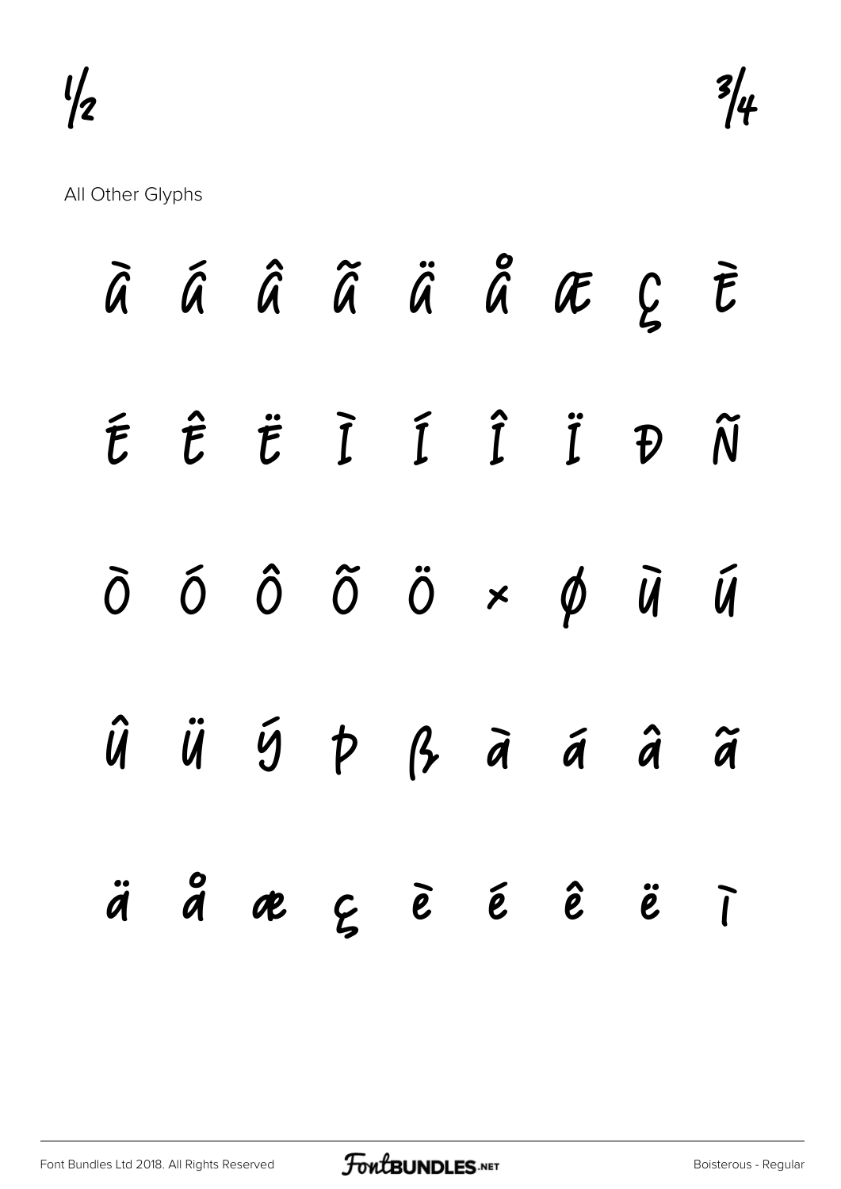½ ¾

All Other Glyphs

À Á Â Ã Ä Å Æ Ç È

É Ê Ë Ì Í Î Ï Ð Ñ

Ò Ó Ô Õ Ö × Ø Ù Ú

Û Ü Ý Þ ß à á â ã

ä å æ ç è é ê ë ì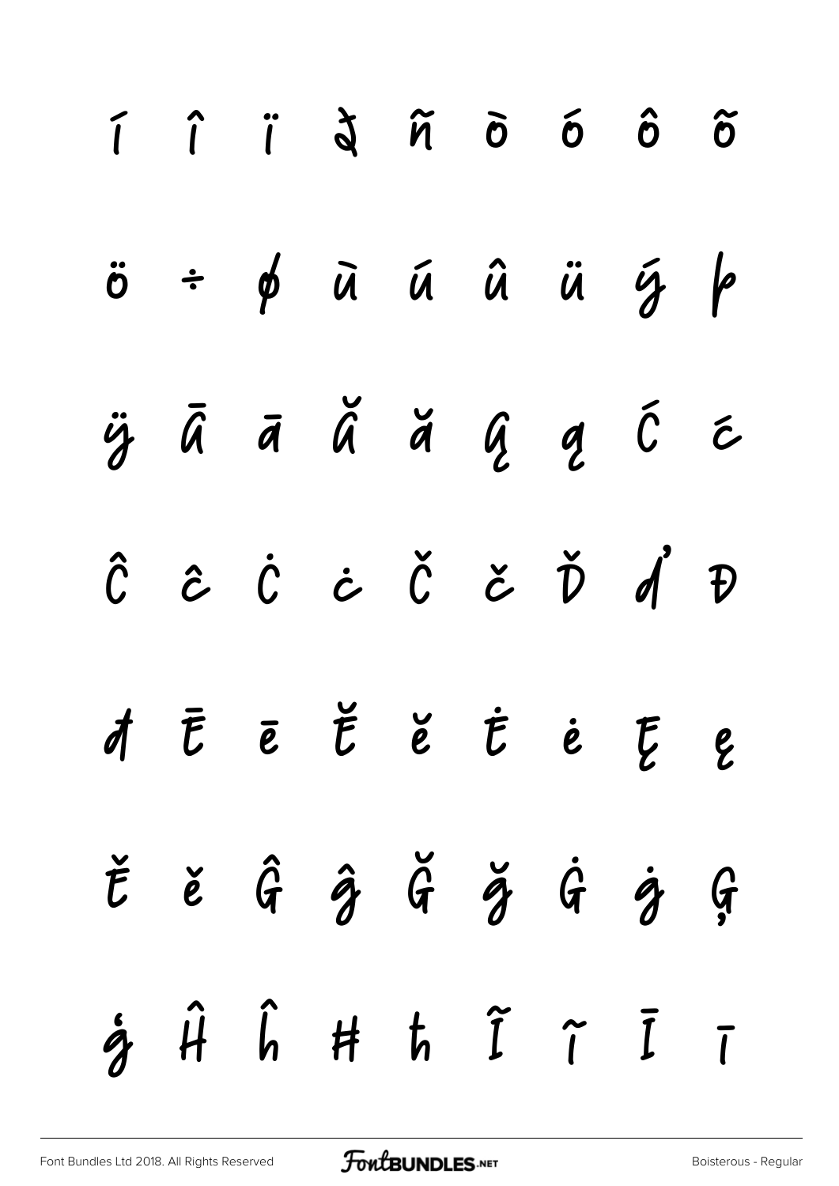í î ï ð ñ ò ó ô õ

ö ÷ ø ù ú û ü ý þ

ÿ Ā ā Ă ă Ą ą Ć ć

Ĉ ĉ Ċ ċ Č č Ď ď Đ

đ Ē ē Ĕ ĕ Ė ė Ę ę

Ě ě Ĝ ĝ Ğ ğ Ġ ġ Ģ

ģ Ĥ ĥ Ħ ħ Ĩ ĩ Ī ī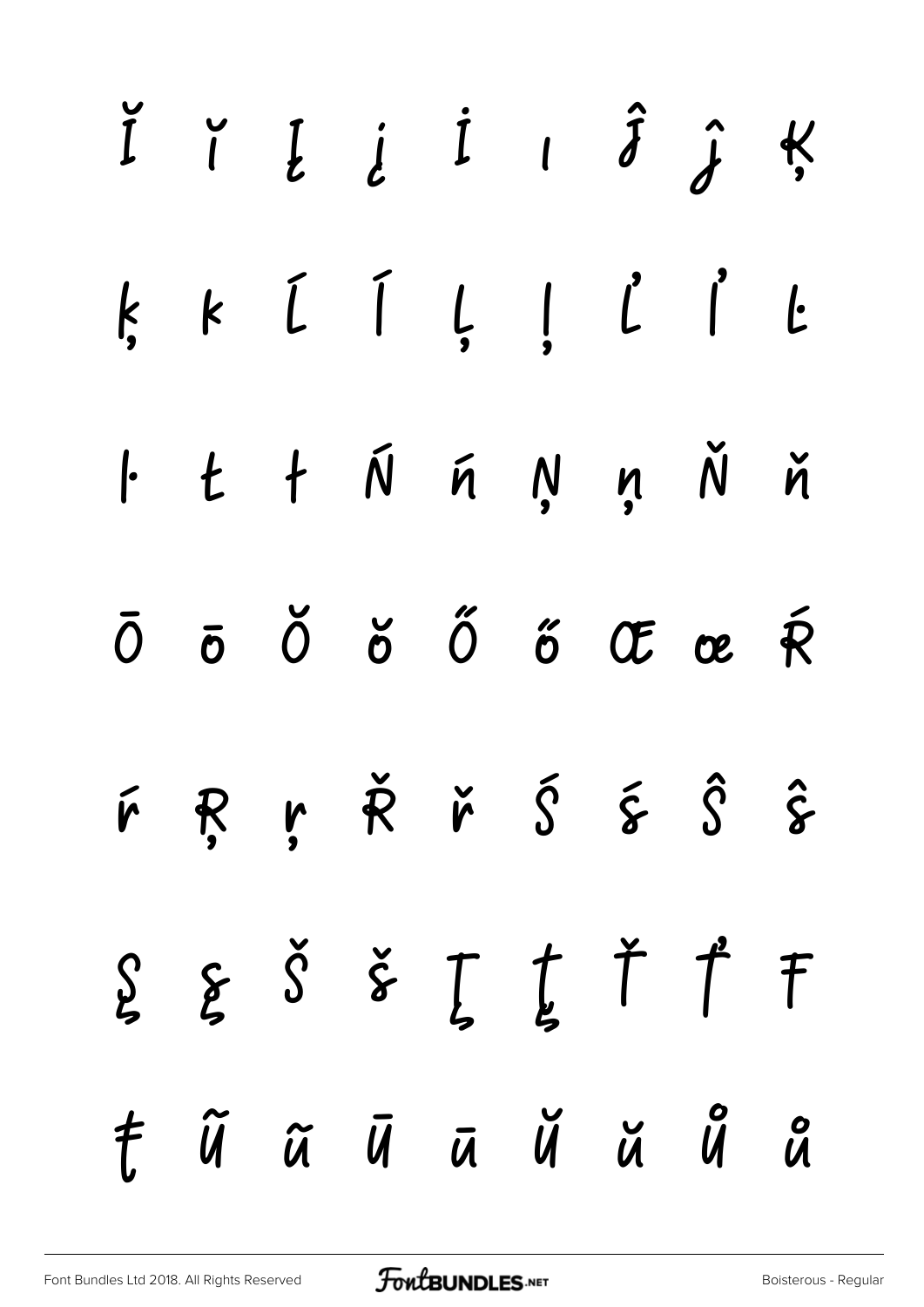Ĭ ĭ Į į İ ı Ĵ ĵ Ķ

ķ ĸ Ĺ ĺ Ļ ļ Ľ ľ Ŀ

ŀ Ł ł Ń ń Ņ ņ Ň ň

Ō ō Ŏ ŏ Ő ő Œ œ Ŕ

ŕ Ŗ ŗ Ř ř Ś ś Ŝ ŝ

Ş ş Š š Ţ ţ Ť ť Ŧ

ŧ Ũ ũ Ū ū Ŭ ŭ Ů ů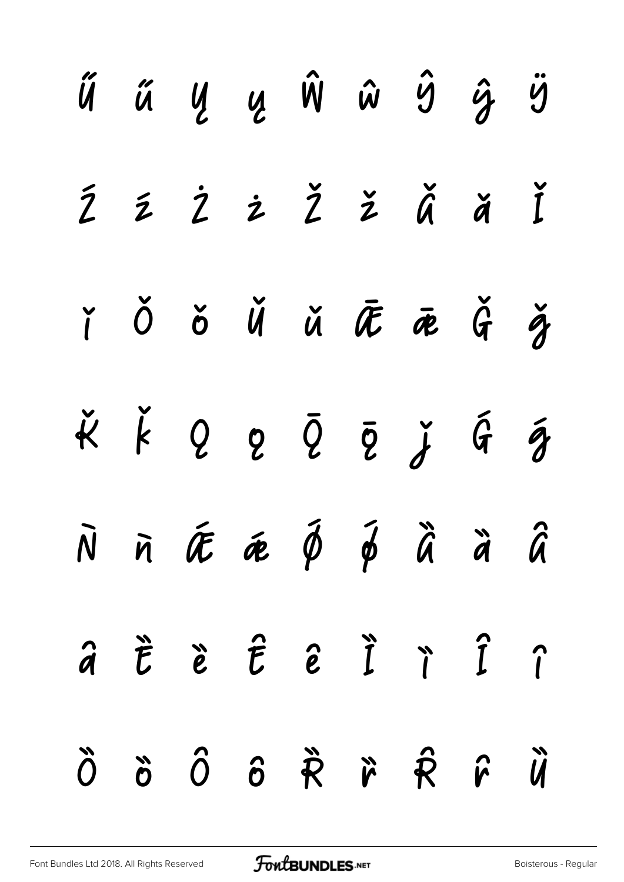Ű ű Ų ų Ŵ ŵ Ŷ ŷ Ÿ

Ź ź Ż ż Ž ž Ǎ ǎ Ǐ

ǐ Ǒ ǒ Ǔ ǔ Ǣ ǣ Ǧ ǧ

Ǩ ǩ Ǫ ǫ Ǭ ǭ ǰ Ǵ ǵ

Ǹ ǹ Ǽ ǽ Ǿ ǿ Ȁ ȁ Ȃ

ȃ Ȅ ȅ Ȇ ȇ Ȉ ȉ Ȋ ȋ

Ȍ ȍ Ȏ ȏ Ȑ ȑ Ȓ ȓ Ȕ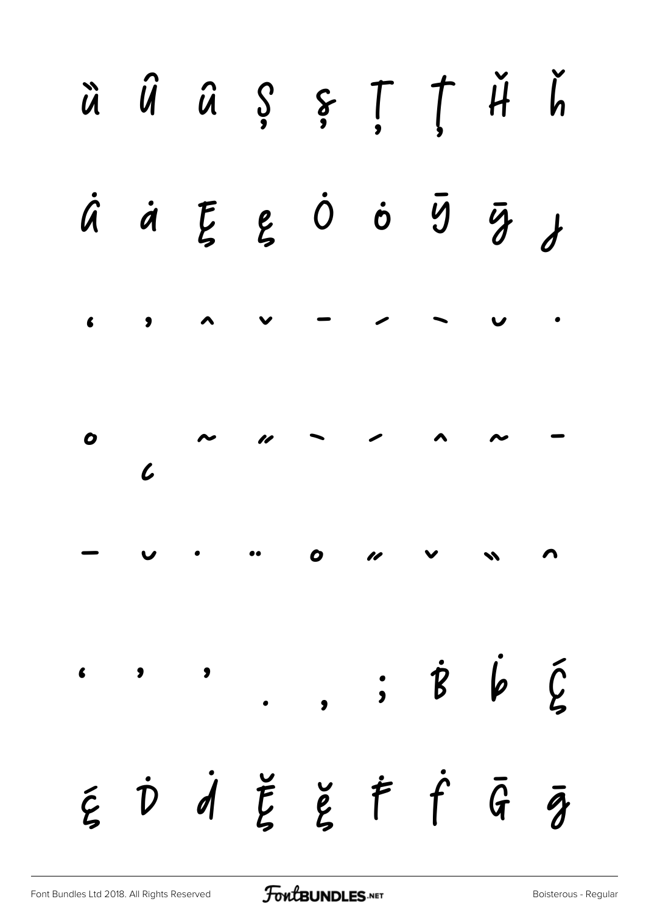ȕ Û û Ș ș Ț ț Ȟ ȟ

Ȧ ȧ Ę ę Ȯ ȯ Ȳ ȳ ȷ

ʻ ʼ ˆ ˇ ˉ ˊ ˋ ˘ ˙

˚ ˛ ˜ ˝ ̀ ́ ̂ ̃ ̄

̄ ̆ ̇ ̈ ̊ ̋ ̌ ̏ ̑

̒ ̓ ̦ ̣ ̦ ; Ḃ ḃ Ḉ

ḉ Ḋ ḋ Ḝ ḝ Ḟ ḟ Ḡ ḡ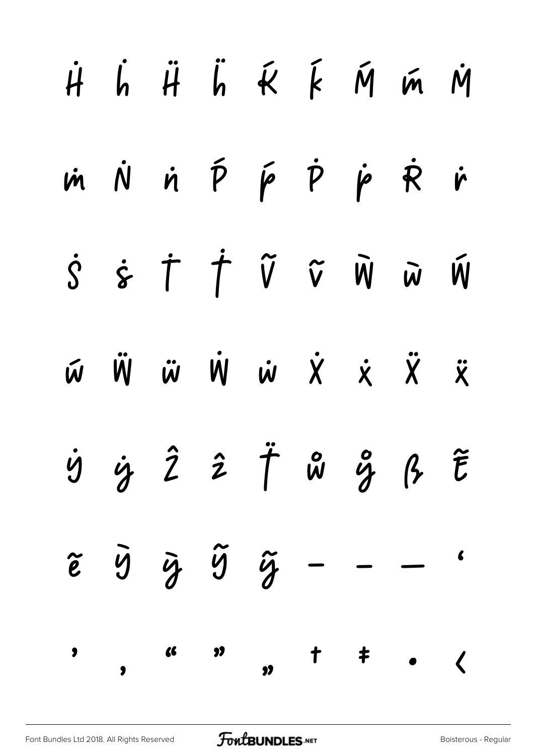Ḣ ḣ Ḧ ḧ Ḱ ḱ Ḿ ḿ Ṁ

ṁ Ṅ ṅ Ṕ ṕ Ṗ ṗ Ṙ ṙ

Ṡ ṡ Ṫ ṫ Ṽ ṽ Ẁ ẁ Ẃ

ẃ Ẅ ẅ Ẇ ẇ Ẋ ẋ Ẍ ẍ

ẏ ẏ Ẑ ẑ ẗ ẘ ẙ ẞ Ẽ

ẽ Ỳ ỳ Ỹ ỹ ‐ – — ‘

’ ‚ “ ” „ † ‡ • ‹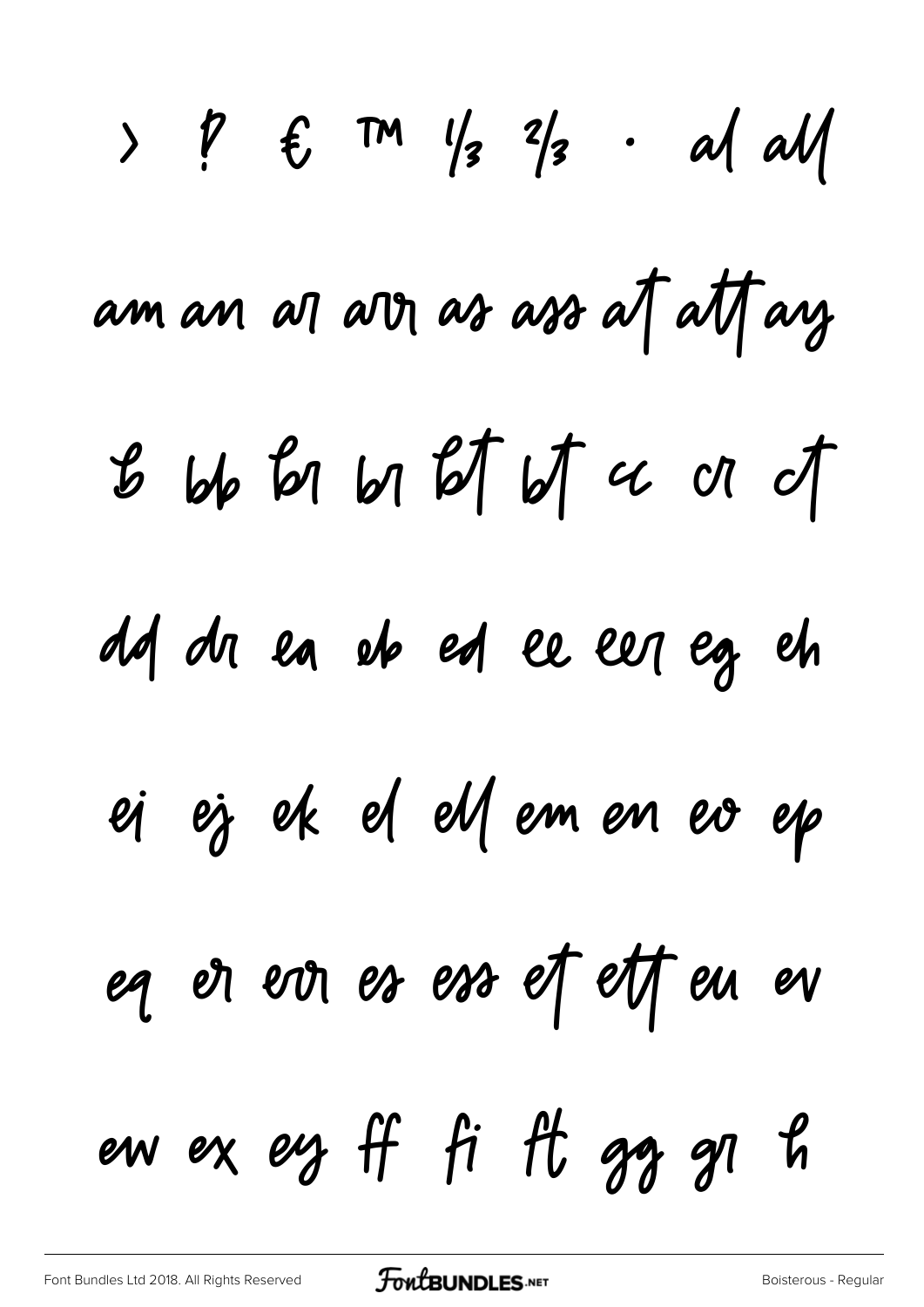› ‽ € ™ ⅓ ⅔ · al all

am an ar arr as ass at att ay

b bb br br bt bt cc cr ct

dd dr ea eb ed ee eer eg eh

ei ej ek el ell em en eo ep

eq er err es ess et ett eu ev

ew ex ey ff fi ft gg gr h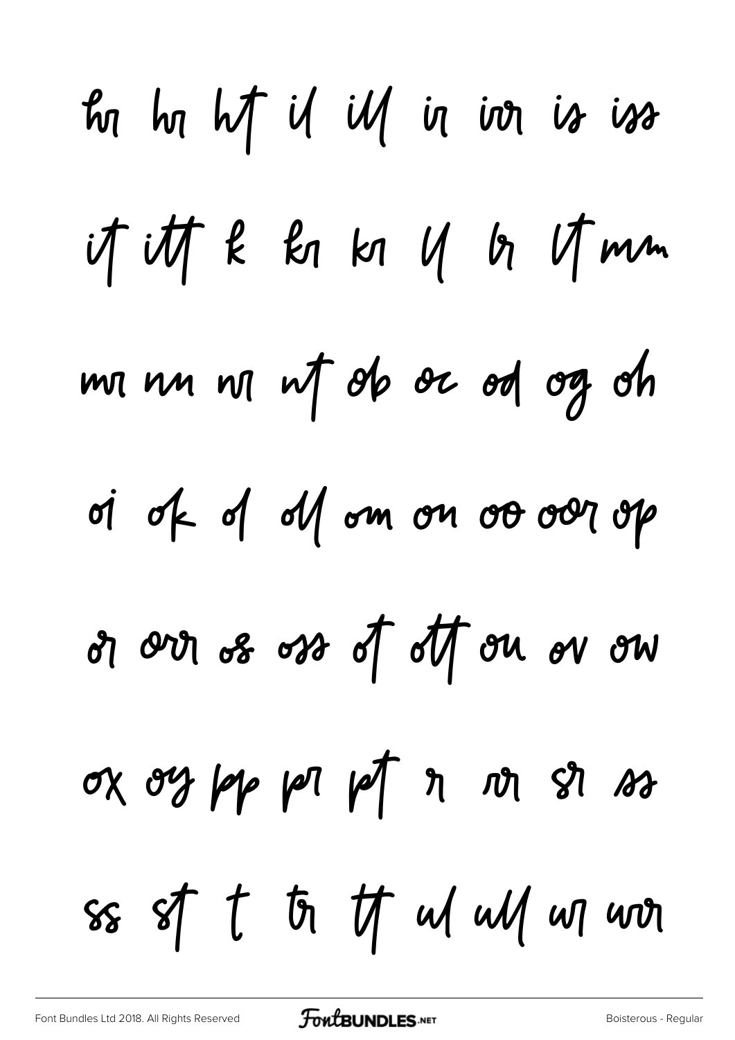hr hr ht il ill ir irr is iss

it itt k kr kr ll lr lt mm

mr nn nr nt ob oc od og oh

oi ok ol oll om on oo oor op

or orr os oss ot ott ou ov ow

ox oy pp pr pt r rr sr ss

ss st t tr tt ul ull ur urr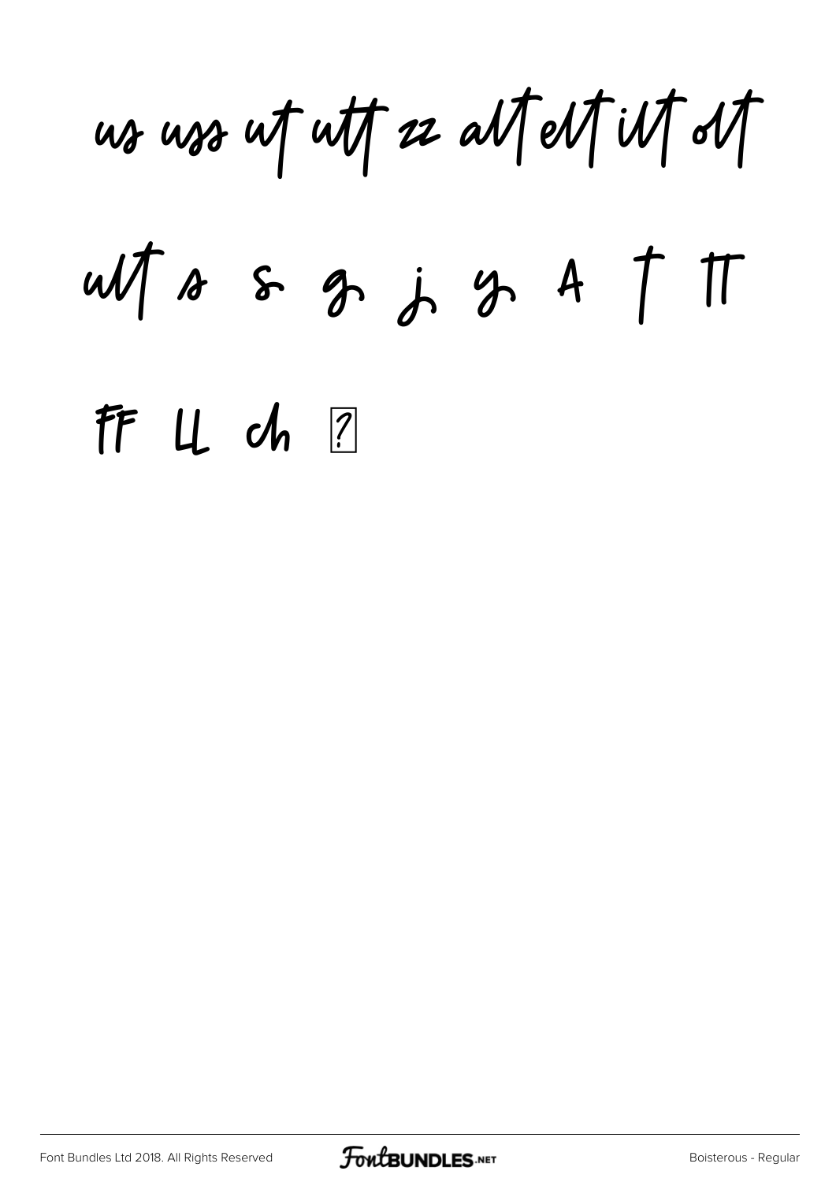us uss ut utt zz alt elt ilt olt

ult s s g j y A T TT

FF LL ch ?